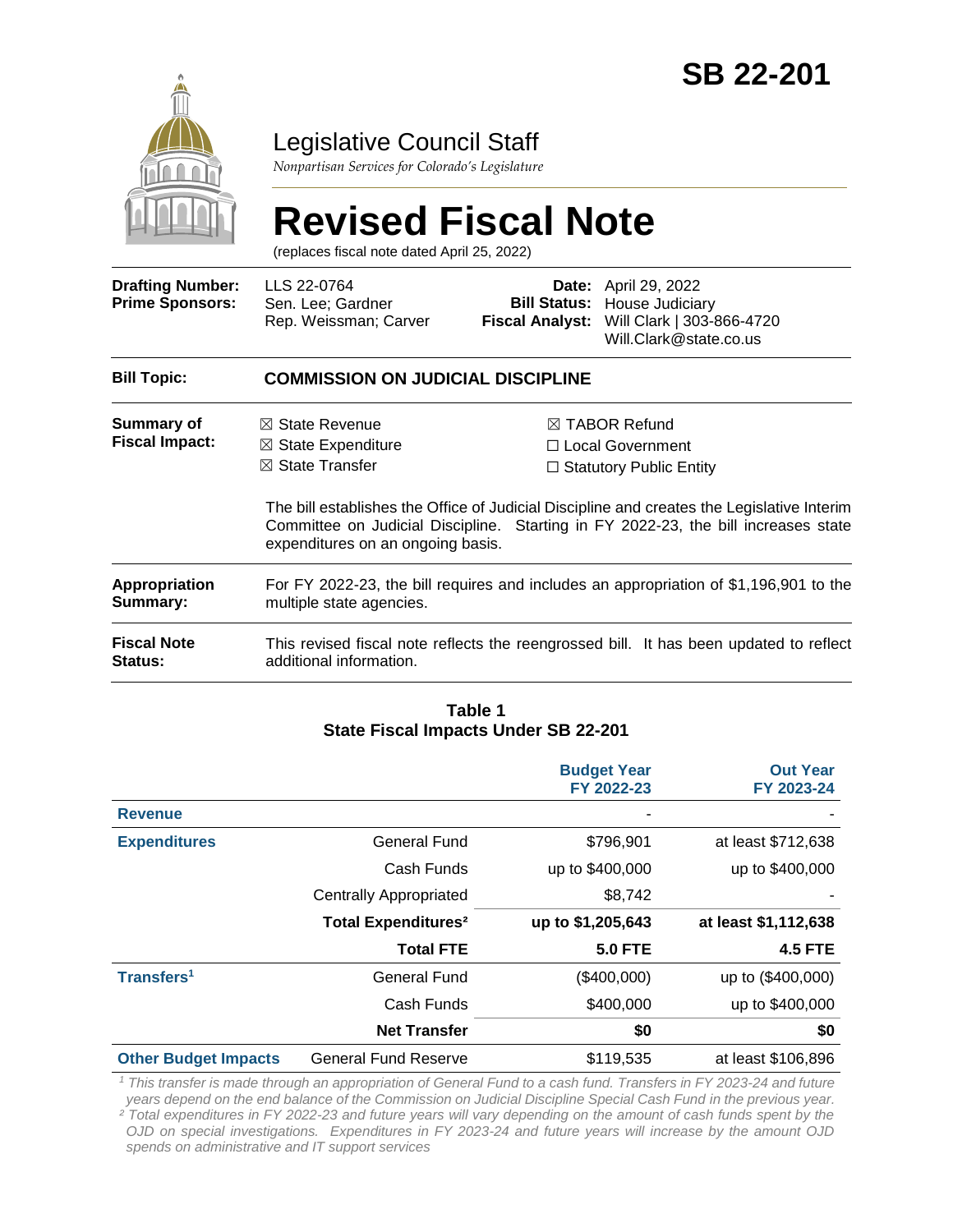# SB 22-201

## Legislative Council Staff

*Nonpartisan Services for Colorado's Legislature*

# Revised Fiscal Note

(replaces fiscal note dated April 25, 2022)

| | | | |
|---|---|---|---|
| **Drafting Number:** | LLS 22-0764 | **Date:** | April 29, 2022 |
| **Prime Sponsors:** | Sen. Lee; Gardner<br>Rep. Weissman; Carver | **Bill Status:** | House Judiciary |
| | | **Fiscal Analyst:** | Will Clark \| 303-866-4720<br>Will.Clark@state.co.us |

| | |
|---|---|
| **Bill Topic:** | **COMMISSION ON JUDICIAL DISCIPLINE** |
| **Summary of Fiscal Impact:** | ☒ State Revenue<br>☒ State Expenditure<br>☒ State Transfer<br>☒ TABOR Refund<br>☐ Local Government<br>☐ Statutory Public Entity<br><br>The bill establishes the Office of Judicial Discipline and creates the Legislative Interim Committee on Judicial Discipline. Starting in FY 2022-23, the bill increases state expenditures on an ongoing basis. |
| **Appropriation Summary:** | For FY 2022-23, the bill requires and includes an appropriation of $1,196,901 to the multiple state agencies. |
| **Fiscal Note Status:** | This revised fiscal note reflects the reengrossed bill. It has been updated to reflect additional information. |

**Table 1**
**State Fiscal Impacts Under SB 22-201**

| | | Budget Year FY 2022-23 | Out Year FY 2023-24 |
|---|---|---|---|
| **Revenue** | | - | - |
| **Expenditures** | General Fund | $796,901 | at least $712,638 |
| | Cash Funds | up to $400,000 | up to $400,000 |
| | Centrally Appropriated | $8,742 | - |
| | **Total Expenditures[2]** | **up to $1,205,643** | **at least $1,112,638** |
| | **Total FTE** | **5.0 FTE** | **4.5 FTE** |
| **Transfers[1]** | General Fund | ($400,000) | up to ($400,000) |
| | Cash Funds | $400,000 | up to $400,000 |
| | **Net Transfer** | **$0** | **$0** |
| **Other Budget Impacts** | General Fund Reserve | $119,535 | at least $106,896 |

*[1] This transfer is made through an appropriation of General Fund to a cash fund. Transfers in FY 2023-24 and future years depend on the end balance of the Commission on Judicial Discipline Special Cash Fund in the previous year.*
*[2] Total expenditures in FY 2022-23 and future years will vary depending on the amount of cash funds spent by the OJD on special investigations. Expenditures in FY 2023-24 and future years will increase by the amount OJD spends on administrative and IT support services*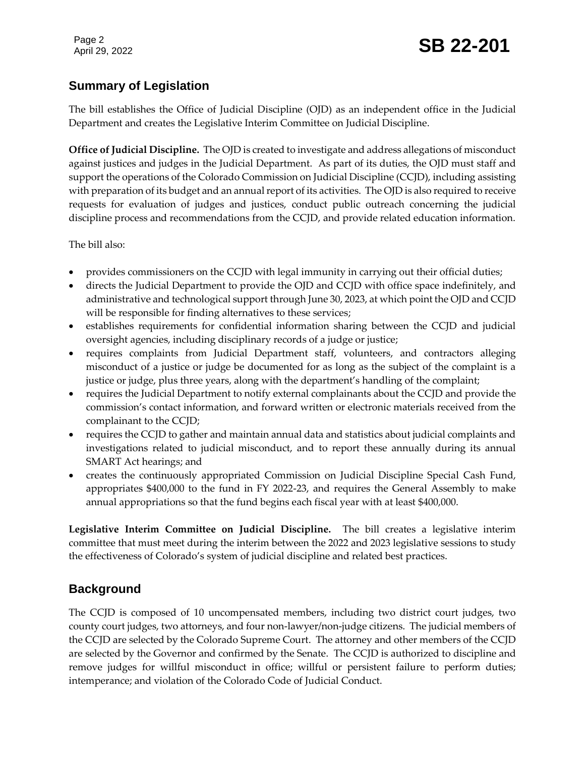## Summary of Legislation

The bill establishes the Office of Judicial Discipline (OJD) as an independent office in the Judicial Department and creates the Legislative Interim Committee on Judicial Discipline.

**Office of Judicial Discipline.** The OJD is created to investigate and address allegations of misconduct against justices and judges in the Judicial Department. As part of its duties, the OJD must staff and support the operations of the Colorado Commission on Judicial Discipline (CCJD), including assisting with preparation of its budget and an annual report of its activities. The OJD is also required to receive requests for evaluation of judges and justices, conduct public outreach concerning the judicial discipline process and recommendations from the CCJD, and provide related education information.

The bill also:

- provides commissioners on the CCJD with legal immunity in carrying out their official duties;
- directs the Judicial Department to provide the OJD and CCJD with office space indefinitely, and administrative and technological support through June 30, 2023, at which point the OJD and CCJD will be responsible for finding alternatives to these services;
- establishes requirements for confidential information sharing between the CCJD and judicial oversight agencies, including disciplinary records of a judge or justice;
- requires complaints from Judicial Department staff, volunteers, and contractors alleging misconduct of a justice or judge be documented for as long as the subject of the complaint is a justice or judge, plus three years, along with the department's handling of the complaint;
- requires the Judicial Department to notify external complainants about the CCJD and provide the commission's contact information, and forward written or electronic materials received from the complainant to the CCJD;
- requires the CCJD to gather and maintain annual data and statistics about judicial complaints and investigations related to judicial misconduct, and to report these annually during its annual SMART Act hearings; and
- creates the continuously appropriated Commission on Judicial Discipline Special Cash Fund, appropriates $400,000 to the fund in FY 2022-23, and requires the General Assembly to make annual appropriations so that the fund begins each fiscal year with at least $400,000.

**Legislative Interim Committee on Judicial Discipline.** The bill creates a legislative interim committee that must meet during the interim between the 2022 and 2023 legislative sessions to study the effectiveness of Colorado's system of judicial discipline and related best practices.

## Background

The CCJD is composed of 10 uncompensated members, including two district court judges, two county court judges, two attorneys, and four non-lawyer/non-judge citizens. The judicial members of the CCJD are selected by the Colorado Supreme Court. The attorney and other members of the CCJD are selected by the Governor and confirmed by the Senate. The CCJD is authorized to discipline and remove judges for willful misconduct in office; willful or persistent failure to perform duties; intemperance; and violation of the Colorado Code of Judicial Conduct.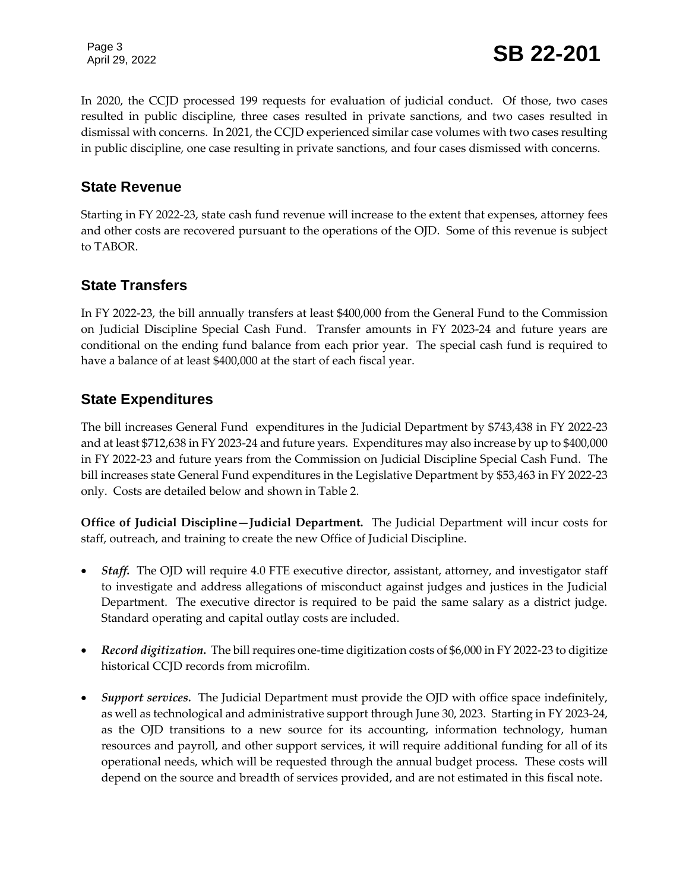In 2020, the CCJD processed 199 requests for evaluation of judicial conduct. Of those, two cases resulted in public discipline, three cases resulted in private sanctions, and two cases resulted in dismissal with concerns. In 2021, the CCJD experienced similar case volumes with two cases resulting in public discipline, one case resulting in private sanctions, and four cases dismissed with concerns.

## State Revenue

Starting in FY 2022-23, state cash fund revenue will increase to the extent that expenses, attorney fees and other costs are recovered pursuant to the operations of the OJD. Some of this revenue is subject to TABOR.

## State Transfers

In FY 2022-23, the bill annually transfers at least $400,000 from the General Fund to the Commission on Judicial Discipline Special Cash Fund. Transfer amounts in FY 2023-24 and future years are conditional on the ending fund balance from each prior year. The special cash fund is required to have a balance of at least $400,000 at the start of each fiscal year.

## State Expenditures

The bill increases General Fund expenditures in the Judicial Department by $743,438 in FY 2022-23 and at least $712,638 in FY 2023-24 and future years. Expenditures may also increase by up to $400,000 in FY 2022-23 and future years from the Commission on Judicial Discipline Special Cash Fund. The bill increases state General Fund expenditures in the Legislative Department by $53,463 in FY 2022-23 only. Costs are detailed below and shown in Table 2.

**Office of Judicial Discipline—Judicial Department.** The Judicial Department will incur costs for staff, outreach, and training to create the new Office of Judicial Discipline.

- ***Staff.*** The OJD will require 4.0 FTE executive director, assistant, attorney, and investigator staff to investigate and address allegations of misconduct against judges and justices in the Judicial Department. The executive director is required to be paid the same salary as a district judge. Standard operating and capital outlay costs are included.
- ***Record digitization.*** The bill requires one-time digitization costs of $6,000 in FY 2022-23 to digitize historical CCJD records from microfilm.
- ***Support services.*** The Judicial Department must provide the OJD with office space indefinitely, as well as technological and administrative support through June 30, 2023. Starting in FY 2023-24, as the OJD transitions to a new source for its accounting, information technology, human resources and payroll, and other support services, it will require additional funding for all of its operational needs, which will be requested through the annual budget process. These costs will depend on the source and breadth of services provided, and are not estimated in this fiscal note.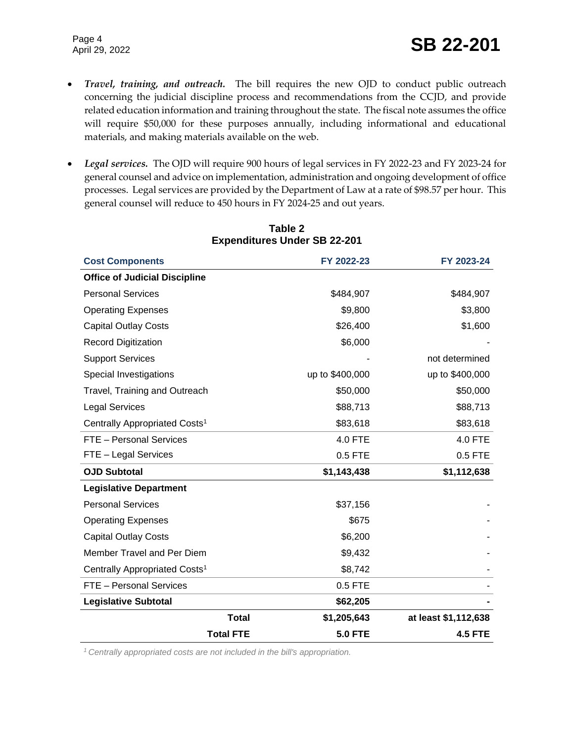- ***Travel, training, and outreach.*** The bill requires the new OJD to conduct public outreach concerning the judicial discipline process and recommendations from the CCJD, and provide related education information and training throughout the state. The fiscal note assumes the office will require $50,000 for these purposes annually, including informational and educational materials, and making materials available on the web.

- ***Legal services.*** The OJD will require 900 hours of legal services in FY 2022-23 and FY 2023-24 for general counsel and advice on implementation, administration and ongoing development of office processes. Legal services are provided by the Department of Law at a rate of $98.57 per hour. This general counsel will reduce to 450 hours in FY 2024-25 and out years.

**Table 2**
**Expenditures Under SB 22-201**

| Cost Components | FY 2022-23 | FY 2023-24 |
|---|---|---|
| **Office of Judicial Discipline** | | |
| Personal Services | $484,907 | $484,907 |
| Operating Expenses | $9,800 | $3,800 |
| Capital Outlay Costs | $26,400 | $1,600 |
| Record Digitization | $6,000 | - |
| Support Services | - | not determined |
| Special Investigations | up to $400,000 | up to $400,000 |
| Travel, Training and Outreach | $50,000 | $50,000 |
| Legal Services | $88,713 | $88,713 |
| Centrally Appropriated Costs[1] | $83,618 | $83,618 |
| FTE – Personal Services | 4.0 FTE | 4.0 FTE |
| FTE – Legal Services | 0.5 FTE | 0.5 FTE |
| **OJD Subtotal** | **$1,143,438** | **$1,112,638** |
| **Legislative Department** | | |
| Personal Services | $37,156 | - |
| Operating Expenses | $675 | - |
| Capital Outlay Costs | $6,200 | - |
| Member Travel and Per Diem | $9,432 | - |
| Centrally Appropriated Costs[1] | $8,742 | - |
| FTE – Personal Services | 0.5 FTE | - |
| **Legislative Subtotal** | **$62,205** | **-** |
| **Total** | **$1,205,643** | **at least $1,112,638** |
| **Total FTE** | **5.0 FTE** | **4.5 FTE** |

*[1] Centrally appropriated costs are not included in the bill's appropriation.*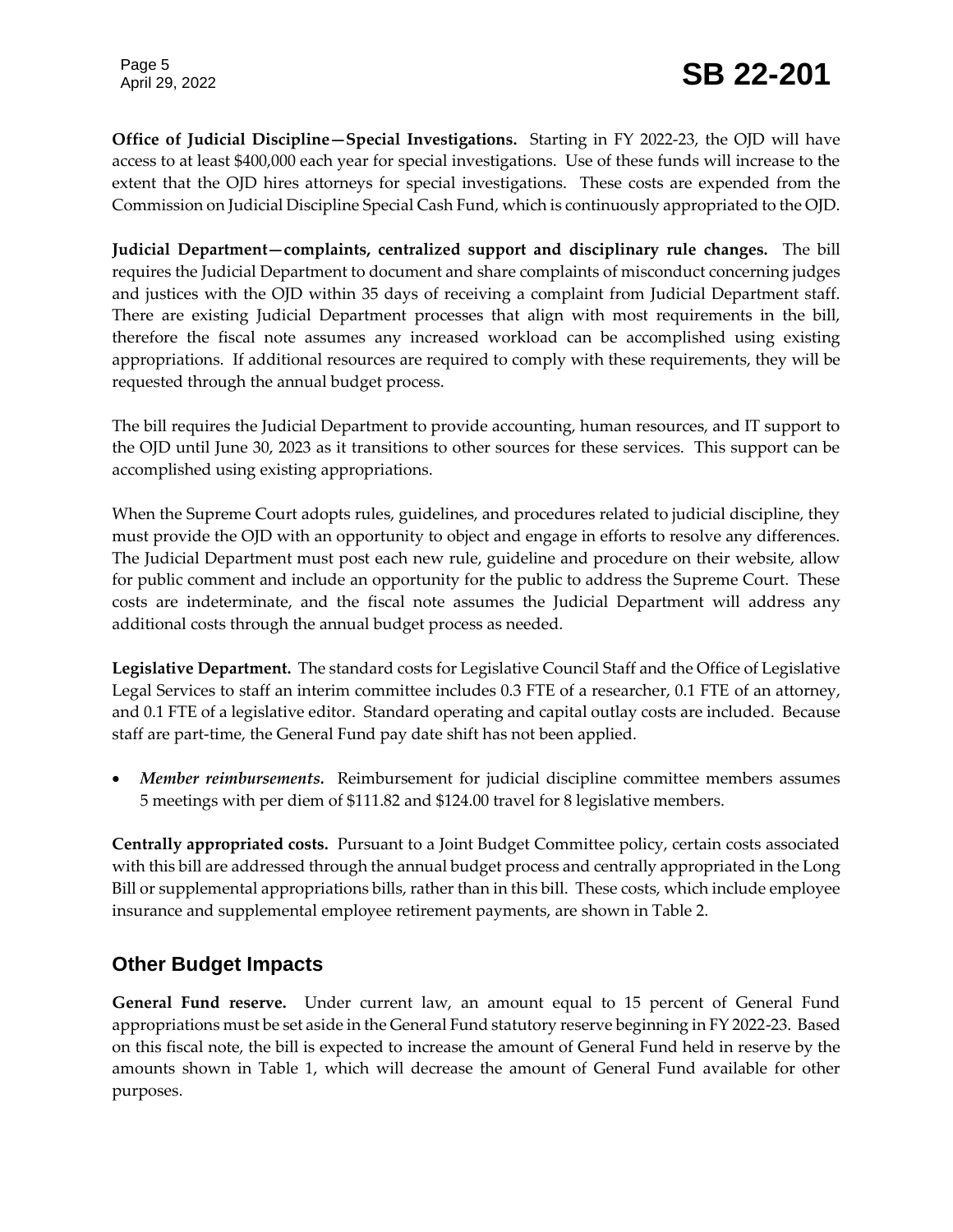**Office of Judicial Discipline—Special Investigations.** Starting in FY 2022-23, the OJD will have access to at least $400,000 each year for special investigations. Use of these funds will increase to the extent that the OJD hires attorneys for special investigations. These costs are expended from the Commission on Judicial Discipline Special Cash Fund, which is continuously appropriated to the OJD.

**Judicial Department—complaints, centralized support and disciplinary rule changes.** The bill requires the Judicial Department to document and share complaints of misconduct concerning judges and justices with the OJD within 35 days of receiving a complaint from Judicial Department staff. There are existing Judicial Department processes that align with most requirements in the bill, therefore the fiscal note assumes any increased workload can be accomplished using existing appropriations. If additional resources are required to comply with these requirements, they will be requested through the annual budget process.

The bill requires the Judicial Department to provide accounting, human resources, and IT support to the OJD until June 30, 2023 as it transitions to other sources for these services. This support can be accomplished using existing appropriations.

When the Supreme Court adopts rules, guidelines, and procedures related to judicial discipline, they must provide the OJD with an opportunity to object and engage in efforts to resolve any differences. The Judicial Department must post each new rule, guideline and procedure on their website, allow for public comment and include an opportunity for the public to address the Supreme Court. These costs are indeterminate, and the fiscal note assumes the Judicial Department will address any additional costs through the annual budget process as needed.

**Legislative Department.** The standard costs for Legislative Council Staff and the Office of Legislative Legal Services to staff an interim committee includes 0.3 FTE of a researcher, 0.1 FTE of an attorney, and 0.1 FTE of a legislative editor. Standard operating and capital outlay costs are included. Because staff are part-time, the General Fund pay date shift has not been applied.

- ***Member reimbursements.*** Reimbursement for judicial discipline committee members assumes 5 meetings with per diem of $111.82 and $124.00 travel for 8 legislative members.

**Centrally appropriated costs.** Pursuant to a Joint Budget Committee policy, certain costs associated with this bill are addressed through the annual budget process and centrally appropriated in the Long Bill or supplemental appropriations bills, rather than in this bill. These costs, which include employee insurance and supplemental employee retirement payments, are shown in Table 2.

## Other Budget Impacts

**General Fund reserve.** Under current law, an amount equal to 15 percent of General Fund appropriations must be set aside in the General Fund statutory reserve beginning in FY 2022-23. Based on this fiscal note, the bill is expected to increase the amount of General Fund held in reserve by the amounts shown in Table 1, which will decrease the amount of General Fund available for other purposes.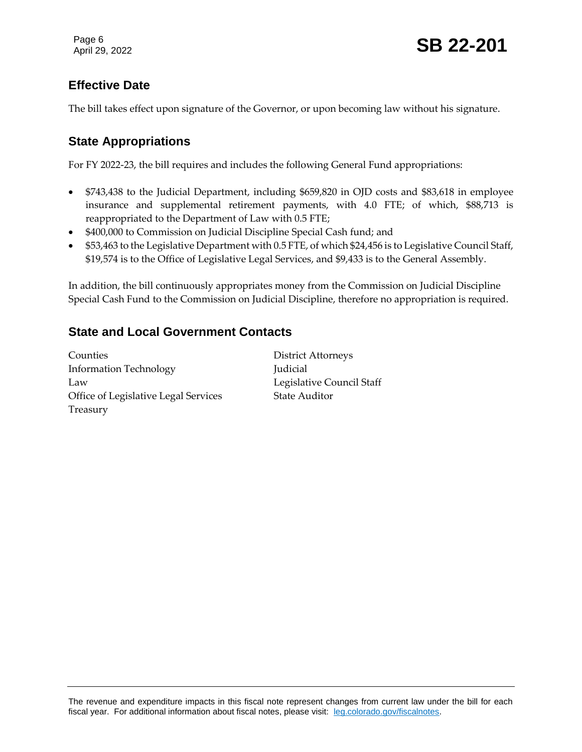## Effective Date

The bill takes effect upon signature of the Governor, or upon becoming law without his signature.

## State Appropriations

For FY 2022-23, the bill requires and includes the following General Fund appropriations:

- $743,438 to the Judicial Department, including $659,820 in OJD costs and $83,618 in employee insurance and supplemental retirement payments, with 4.0 FTE; of which, $88,713 is reappropriated to the Department of Law with 0.5 FTE;
- $400,000 to Commission on Judicial Discipline Special Cash fund; and
- $53,463 to the Legislative Department with 0.5 FTE, of which $24,456 is to Legislative Council Staff, $19,574 is to the Office of Legislative Legal Services, and $9,433 is to the General Assembly.

In addition, the bill continuously appropriates money from the Commission on Judicial Discipline Special Cash Fund to the Commission on Judicial Discipline, therefore no appropriation is required.

## State and Local Government Contacts

| | |
|---|---|
| Counties | District Attorneys |
| Information Technology | Judicial |
| Law | Legislative Council Staff |
| Office of Legislative Legal Services | State Auditor |
| Treasury | |

The revenue and expenditure impacts in this fiscal note represent changes from current law under the bill for each fiscal year. For additional information about fiscal notes, please visit: leg.colorado.gov/fiscalnotes.